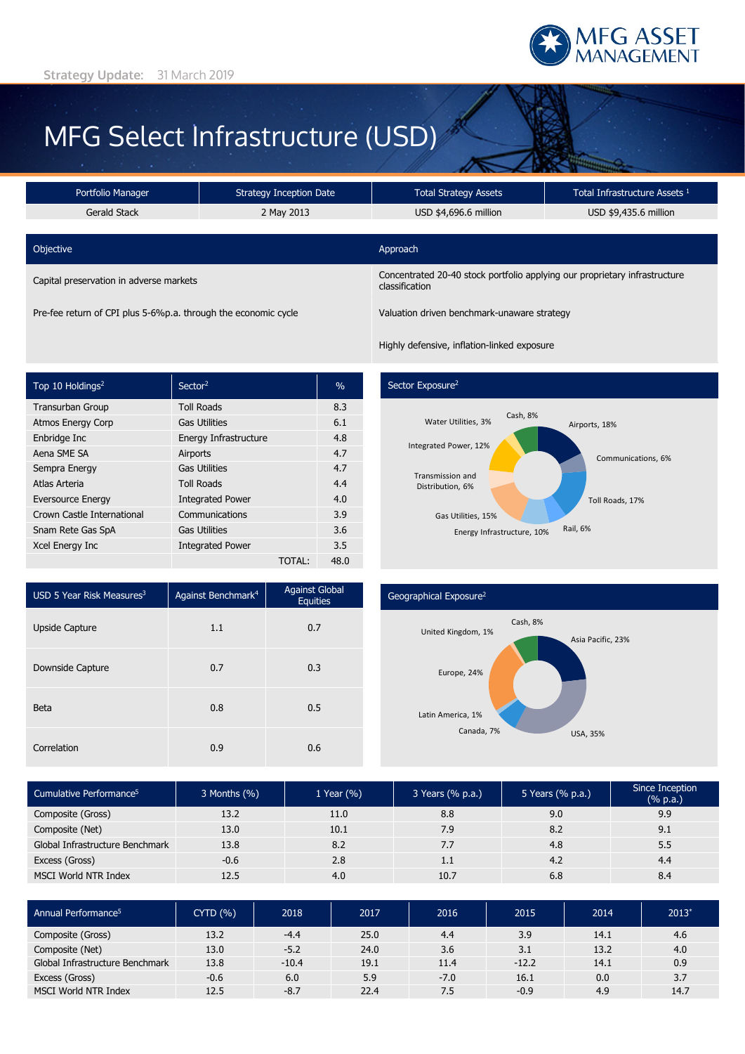MFG ASSET MANAGEMENT

Strategy Update: 31 March 2019

# MFG Select Infrastructure (USD)

| Portfolio Manager | Strategy Inception Date | Total Strategy Assets | Total Infrastructure Assets [1] |
|---|---|---|---|
| Gerald Stack | 2 May 2013 | USD $4,696.6 million | USD $9,435.6 million |

| Objective | Approach |
|---|---|
| Capital preservation in adverse markets | Concentrated 20-40 stock portfolio applying our proprietary infrastructure classification |
| Pre-fee return of CPI plus 5-6%p.a. through the economic cycle | Valuation driven benchmark-unaware strategy |
| | Highly defensive, inflation-linked exposure |

| Top 10 Holdings[2] | Sector[2] | % |
|---|---|---|
| Transurban Group | Toll Roads | 8.3 |
| Atmos Energy Corp | Gas Utilities | 6.1 |
| Enbridge Inc | Energy Infrastructure | 4.8 |
| Aena SME SA | Airports | 4.7 |
| Sempra Energy | Gas Utilities | 4.7 |
| Atlas Arteria | Toll Roads | 4.4 |
| Eversource Energy | Integrated Power | 4.0 |
| Crown Castle International | Communications | 3.9 |
| Snam Rete Gas SpA | Gas Utilities | 3.6 |
| Xcel Energy Inc | Integrated Power | 3.5 |
| | TOTAL: | 48.0 |

**Sector Exposure[2]**

| Sector | % |
|---|---|
| Airports | 18% |
| Communications | 6% |
| Toll Roads | 17% |
| Rail | 6% |
| Energy Infrastructure | 10% |
| Gas Utilities | 15% |
| Transmission and Distribution | 6% |
| Integrated Power | 12% |
| Water Utilities | 3% |
| Cash | 8% |

| USD 5 Year Risk Measures[3] | Against Benchmark[4] | Against Global Equities |
|---|---|---|
| Upside Capture | 1.1 | 0.7 |
| Downside Capture | 0.7 | 0.3 |
| Beta | 0.8 | 0.5 |
| Correlation | 0.9 | 0.6 |

**Geographical Exposure[2]**

| Region | % |
|---|---|
| Asia Pacific | 23% |
| USA | 35% |
| Canada | 7% |
| Latin America | 1% |
| Europe | 24% |
| United Kingdom | 1% |
| Cash | 8% |

| Cumulative Performance[5] | 3 Months (%) | 1 Year (%) | 3 Years (% p.a.) | 5 Years (% p.a.) | Since Inception (% p.a.) |
|---|---|---|---|---|---|
| Composite (Gross) | 13.2 | 11.0 | 8.8 | 9.0 | 9.9 |
| Composite (Net) | 13.0 | 10.1 | 7.9 | 8.2 | 9.1 |
| Global Infrastructure Benchmark | 13.8 | 8.2 | 7.7 | 4.8 | 5.5 |
| Excess (Gross) | -0.6 | 2.8 | 1.1 | 4.2 | 4.4 |
| MSCI World NTR Index | 12.5 | 4.0 | 10.7 | 6.8 | 8.4 |

| Annual Performance[5] | CYTD (%) | 2018 | 2017 | 2016 | 2015 | 2014 | 2013* |
|---|---|---|---|---|---|---|---|
| Composite (Gross) | 13.2 | -4.4 | 25.0 | 4.4 | 3.9 | 14.1 | 4.6 |
| Composite (Net) | 13.0 | -5.2 | 24.0 | 3.6 | 3.1 | 13.2 | 4.0 |
| Global Infrastructure Benchmark | 13.8 | -10.4 | 19.1 | 11.4 | -12.2 | 14.1 | 0.9 |
| Excess (Gross) | -0.6 | 6.0 | 5.9 | -7.0 | 16.1 | 0.0 | 3.7 |
| MSCI World NTR Index | 12.5 | -8.7 | 22.4 | 7.5 | -0.9 | 4.9 | 14.7 |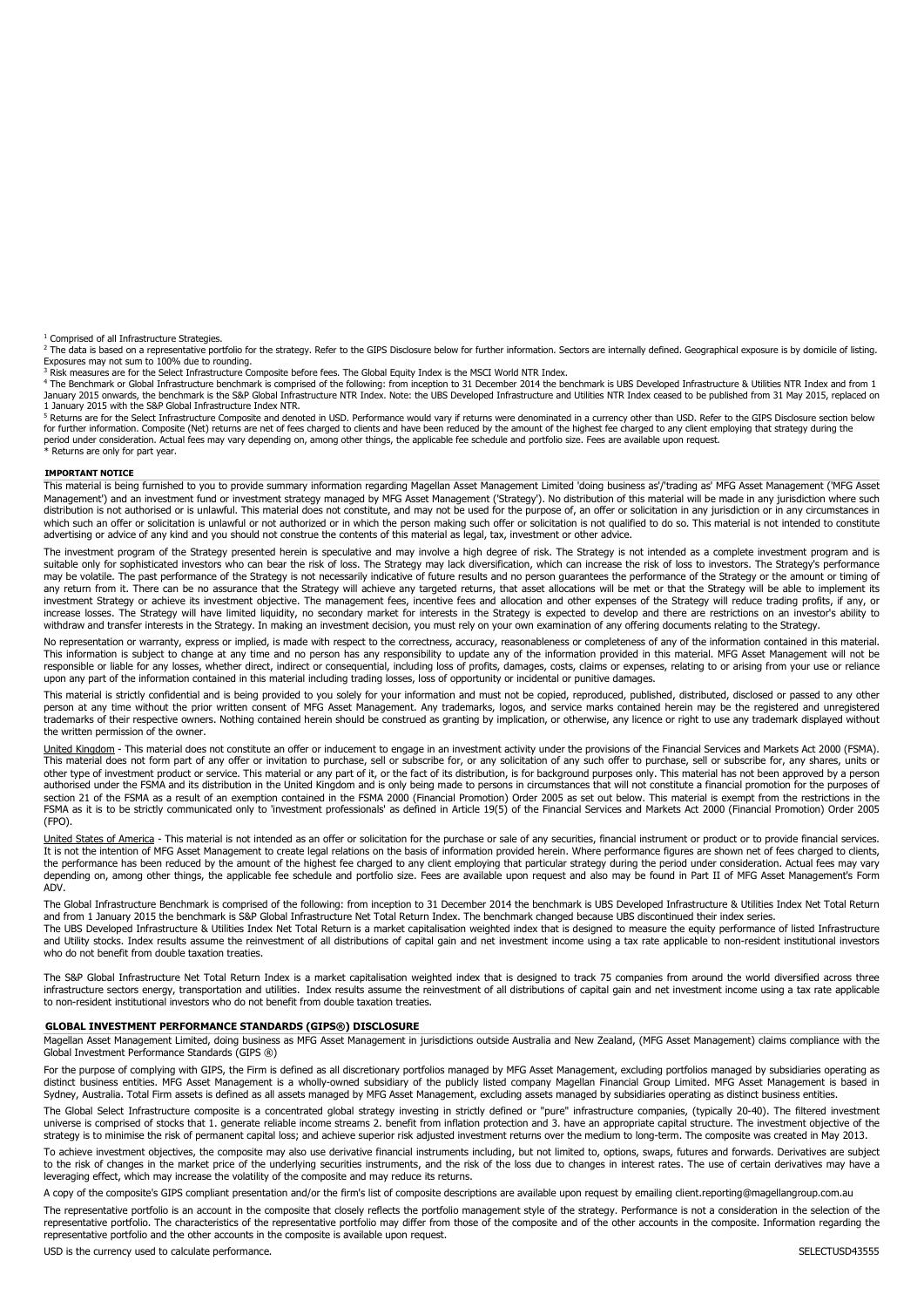[1] Comprised of all Infrastructure Strategies.

[2] The data is based on a representative portfolio for the strategy. Refer to the GIPS Disclosure below for further information. Sectors are internally defined. Geographical exposure is by domicile of listing. Exposures may not sum to 100% due to rounding.

[3] Risk measures are for the Select Infrastructure Composite before fees. The Global Equity Index is the MSCI World NTR Index.

[4] The Benchmark or Global Infrastructure benchmark is comprised of the following: from inception to 31 December 2014 the benchmark is UBS Developed Infrastructure & Utilities NTR Index and from 1 January 2015 onwards, the benchmark is the S&P Global Infrastructure NTR Index. Note: the UBS Developed Infrastructure and Utilities NTR Index ceased to be published from 31 May 2015, replaced on 1 January 2015 with the S&P Global Infrastructure Index NTR.

[5] Returns are for the Select Infrastructure Composite and denoted in USD. Performance would vary if returns were denominated in a currency other than USD. Refer to the GIPS Disclosure section below for further information. Composite (Net) returns are net of fees charged to clients and have been reduced by the amount of the highest fee charged to any client employing that strategy during the period under consideration. Actual fees may vary depending on, among other things, the applicable fee schedule and portfolio size. Fees are available upon request.

* Returns are only for part year.

## IMPORTANT NOTICE

This material is being furnished to you to provide summary information regarding Magellan Asset Management Limited 'doing business as'/'trading as' MFG Asset Management ('MFG Asset Management') and an investment fund or investment strategy managed by MFG Asset Management ('Strategy'). No distribution of this material will be made in any jurisdiction where such distribution is not authorised or is unlawful. This material does not constitute, and may not be used for the purpose of, an offer or solicitation in any jurisdiction or in any circumstances in which such an offer or solicitation is unlawful or not authorized or in which the person making such offer or solicitation is not qualified to do so. This material is not intended to constitute advertising or advice of any kind and you should not construe the contents of this material as legal, tax, investment or other advice.

The investment program of the Strategy presented herein is speculative and may involve a high degree of risk. The Strategy is not intended as a complete investment program and is suitable only for sophisticated investors who can bear the risk of loss. The Strategy may lack diversification, which can increase the risk of loss to investors. The Strategy's performance may be volatile. The past performance of the Strategy is not necessarily indicative of future results and no person guarantees the performance of the Strategy or the amount or timing of any return from it. There can be no assurance that the Strategy will achieve any targeted returns, that asset allocations will be met or that the Strategy will be able to implement its investment Strategy or achieve its investment objective. The management fees, incentive fees and allocation and other expenses of the Strategy will reduce trading profits, if any, or increase losses. The Strategy will have limited liquidity, no secondary market for interests in the Strategy is expected to develop and there are restrictions on an investor's ability to withdraw and transfer interests in the Strategy. In making an investment decision, you must rely on your own examination of any offering documents relating to the Strategy.

No representation or warranty, express or implied, is made with respect to the correctness, accuracy, reasonableness or completeness of any of the information contained in this material. This information is subject to change at any time and no person has any responsibility to update any of the information provided in this material. MFG Asset Management will not be responsible or liable for any losses, whether direct, indirect or consequential, including loss of profits, damages, costs, claims or expenses, relating to or arising from your use or reliance upon any part of the information contained in this material including trading losses, loss of opportunity or incidental or punitive damages.

This material is strictly confidential and is being provided to you solely for your information and must not be copied, reproduced, published, distributed, disclosed or passed to any other person at any time without the prior written consent of MFG Asset Management. Any trademarks, logos, and service marks contained herein may be the registered and unregistered trademarks of their respective owners. Nothing contained herein should be construed as granting by implication, or otherwise, any licence or right to use any trademark displayed without the written permission of the owner.

United Kingdom - This material does not constitute an offer or inducement to engage in an investment activity under the provisions of the Financial Services and Markets Act 2000 (FSMA). This material does not form part of any offer or invitation to purchase, sell or subscribe for, or any solicitation of any such offer to purchase, sell or subscribe for, any shares, units or other type of investment product or service. This material or any part of it, or the fact of its distribution, is for background purposes only. This material has not been approved by a person authorised under the FSMA and its distribution in the United Kingdom and is only being made to persons in circumstances that will not constitute a financial promotion for the purposes of section 21 of the FSMA as a result of an exemption contained in the FSMA 2000 (Financial Promotion) Order 2005 as set out below. This material is exempt from the restrictions in the FSMA as it is to be strictly communicated only to 'investment professionals' as defined in Article 19(5) of the Financial Services and Markets Act 2000 (Financial Promotion) Order 2005 (FPO).

United States of America - This material is not intended as an offer or solicitation for the purchase or sale of any securities, financial instrument or product or to provide financial services. It is not the intention of MFG Asset Management to create legal relations on the basis of information provided herein. Where performance figures are shown net of fees charged to clients, the performance has been reduced by the amount of the highest fee charged to any client employing that particular strategy during the period under consideration. Actual fees may vary depending on, among other things, the applicable fee schedule and portfolio size. Fees are available upon request and also may be found in Part II of MFG Asset Management's Form ADV.

The Global Infrastructure Benchmark is comprised of the following: from inception to 31 December 2014 the benchmark is UBS Developed Infrastructure & Utilities Index Net Total Return and from 1 January 2015 the benchmark is S&P Global Infrastructure Net Total Return Index. The benchmark changed because UBS discontinued their index series.

The UBS Developed Infrastructure & Utilities Index Net Total Return is a market capitalisation weighted index that is designed to measure the equity performance of listed Infrastructure and Utility stocks. Index results assume the reinvestment of all distributions of capital gain and net investment income using a tax rate applicable to non-resident institutional investors who do not benefit from double taxation treaties.

The S&P Global Infrastructure Net Total Return Index is a market capitalisation weighted index that is designed to track 75 companies from around the world diversified across three infrastructure sectors energy, transportation and utilities. Index results assume the reinvestment of all distributions of capital gain and net investment income using a tax rate applicable to non-resident institutional investors who do not benefit from double taxation treaties.

## GLOBAL INVESTMENT PERFORMANCE STANDARDS (GIPS®) DISCLOSURE

Magellan Asset Management Limited, doing business as MFG Asset Management in jurisdictions outside Australia and New Zealand, (MFG Asset Management) claims compliance with the Global Investment Performance Standards (GIPS ®)

For the purpose of complying with GIPS, the Firm is defined as all discretionary portfolios managed by MFG Asset Management, excluding portfolios managed by subsidiaries operating as distinct business entities. MFG Asset Management is a wholly-owned subsidiary of the publicly listed company Magellan Financial Group Limited. MFG Asset Management is based in Sydney, Australia. Total Firm assets is defined as all assets managed by MFG Asset Management, excluding assets managed by subsidiaries operating as distinct business entities.

The Global Select Infrastructure composite is a concentrated global strategy investing in strictly defined or "pure" infrastructure companies, (typically 20-40). The filtered investment universe is comprised of stocks that 1. generate reliable income streams 2. benefit from inflation protection and 3. have an appropriate capital structure. The investment objective of the strategy is to minimise the risk of permanent capital loss; and achieve superior risk adjusted investment returns over the medium to long-term. The composite was created in May 2013.

To achieve investment objectives, the composite may also use derivative financial instruments including, but not limited to, options, swaps, futures and forwards. Derivatives are subject to the risk of changes in the market price of the underlying securities instruments, and the risk of the loss due to changes in interest rates. The use of certain derivatives may have a leveraging effect, which may increase the volatility of the composite and may reduce its returns.

A copy of the composite's GIPS compliant presentation and/or the firm's list of composite descriptions are available upon request by emailing client.reporting@magellangroup.com.au

The representative portfolio is an account in the composite that closely reflects the portfolio management style of the strategy. Performance is not a consideration in the selection of the representative portfolio. The characteristics of the representative portfolio may differ from those of the composite and of the other accounts in the composite. Information regarding the representative portfolio and the other accounts in the composite is available upon request.

USD is the currency used to calculate performance.

SELECTUSD43555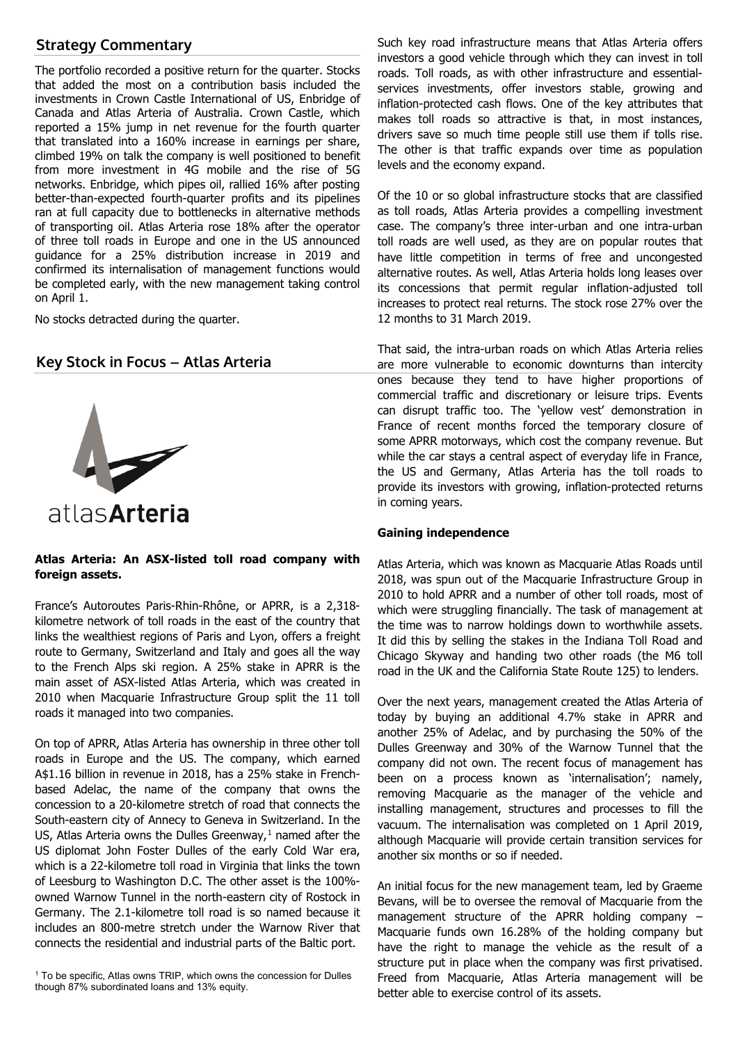## Strategy Commentary

The portfolio recorded a positive return for the quarter. Stocks that added the most on a contribution basis included the investments in Crown Castle International of US, Enbridge of Canada and Atlas Arteria of Australia. Crown Castle, which reported a 15% jump in net revenue for the fourth quarter that translated into a 160% increase in earnings per share, climbed 19% on talk the company is well positioned to benefit from more investment in 4G mobile and the rise of 5G networks. Enbridge, which pipes oil, rallied 16% after posting better-than-expected fourth-quarter profits and its pipelines ran at full capacity due to bottlenecks in alternative methods of transporting oil. Atlas Arteria rose 18% after the operator of three toll roads in Europe and one in the US announced guidance for a 25% distribution increase in 2019 and confirmed its internalisation of management functions would be completed early, with the new management taking control on April 1.

No stocks detracted during the quarter.

## Key Stock in Focus – Atlas Arteria

atlasArteria

**Atlas Arteria: An ASX-listed toll road company with foreign assets.**

France's Autoroutes Paris-Rhin-Rhône, or APRR, is a 2,318-kilometre network of toll roads in the east of the country that links the wealthiest regions of Paris and Lyon, offers a freight route to Germany, Switzerland and Italy and goes all the way to the French Alps ski region. A 25% stake in APRR is the main asset of ASX-listed Atlas Arteria, which was created in 2010 when Macquarie Infrastructure Group split the 11 toll roads it managed into two companies.

On top of APRR, Atlas Arteria has ownership in three other toll roads in Europe and the US. The company, which earned A$1.16 billion in revenue in 2018, has a 25% stake in French-based Adelac, the name of the company that owns the concession to a 20-kilometre stretch of road that connects the South-eastern city of Annecy to Geneva in Switzerland. In the US, Atlas Arteria owns the Dulles Greenway,[1] named after the US diplomat John Foster Dulles of the early Cold War era, which is a 22-kilometre toll road in Virginia that links the town of Leesburg to Washington D.C. The other asset is the 100%-owned Warnow Tunnel in the north-eastern city of Rostock in Germany. The 2.1-kilometre toll road is so named because it includes an 800-metre stretch under the Warnow River that connects the residential and industrial parts of the Baltic port.

Such key road infrastructure means that Atlas Arteria offers investors a good vehicle through which they can invest in toll roads. Toll roads, as with other infrastructure and essential-services investments, offer investors stable, growing and inflation-protected cash flows. One of the key attributes that makes toll roads so attractive is that, in most instances, drivers save so much time people still use them if tolls rise. The other is that traffic expands over time as population levels and the economy expand.

Of the 10 or so global infrastructure stocks that are classified as toll roads, Atlas Arteria provides a compelling investment case. The company's three inter-urban and one intra-urban toll roads are well used, as they are on popular routes that have little competition in terms of free and uncongested alternative routes. As well, Atlas Arteria holds long leases over its concessions that permit regular inflation-adjusted toll increases to protect real returns. The stock rose 27% over the 12 months to 31 March 2019.

That said, the intra-urban roads on which Atlas Arteria relies are more vulnerable to economic downturns than intercity ones because they tend to have higher proportions of commercial traffic and discretionary or leisure trips. Events can disrupt traffic too. The 'yellow vest' demonstration in France of recent months forced the temporary closure of some APRR motorways, which cost the company revenue. But while the car stays a central aspect of everyday life in France, the US and Germany, Atlas Arteria has the toll roads to provide its investors with growing, inflation-protected returns in coming years.

**Gaining independence**

Atlas Arteria, which was known as Macquarie Atlas Roads until 2018, was spun out of the Macquarie Infrastructure Group in 2010 to hold APRR and a number of other toll roads, most of which were struggling financially. The task of management at the time was to narrow holdings down to worthwhile assets. It did this by selling the stakes in the Indiana Toll Road and Chicago Skyway and handing two other roads (the M6 toll road in the UK and the California State Route 125) to lenders.

Over the next years, management created the Atlas Arteria of today by buying an additional 4.7% stake in APRR and another 25% of Adelac, and by purchasing the 50% of the Dulles Greenway and 30% of the Warnow Tunnel that the company did not own. The recent focus of management has been on a process known as 'internalisation'; namely, removing Macquarie as the manager of the vehicle and installing management, structures and processes to fill the vacuum. The internalisation was completed on 1 April 2019, although Macquarie will provide certain transition services for another six months or so if needed.

An initial focus for the new management team, led by Graeme Bevans, will be to oversee the removal of Macquarie from the management structure of the APRR holding company – Macquarie funds own 16.28% of the holding company but have the right to manage the vehicle as the result of a structure put in place when the company was first privatised. Freed from Macquarie, Atlas Arteria management will be better able to exercise control of its assets.

[1] To be specific, Atlas owns TRIP, which owns the concession for Dulles though 87% subordinated loans and 13% equity.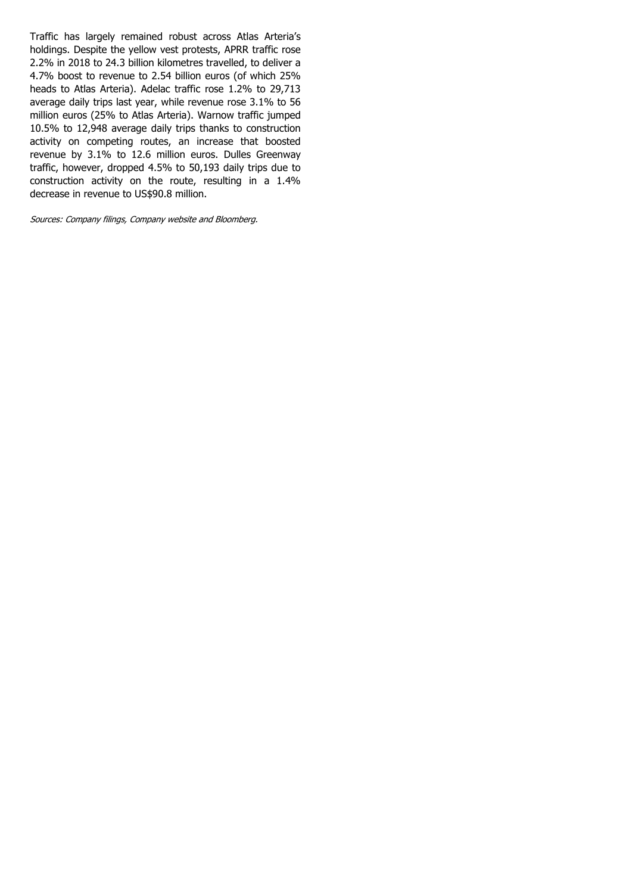Traffic has largely remained robust across Atlas Arteria's holdings. Despite the yellow vest protests, APRR traffic rose 2.2% in 2018 to 24.3 billion kilometres travelled, to deliver a 4.7% boost to revenue to 2.54 billion euros (of which 25% heads to Atlas Arteria). Adelac traffic rose 1.2% to 29,713 average daily trips last year, while revenue rose 3.1% to 56 million euros (25% to Atlas Arteria). Warnow traffic jumped 10.5% to 12,948 average daily trips thanks to construction activity on competing routes, an increase that boosted revenue by 3.1% to 12.6 million euros. Dulles Greenway traffic, however, dropped 4.5% to 50,193 daily trips due to construction activity on the route, resulting in a 1.4% decrease in revenue to US$90.8 million.

*Sources: Company filings, Company website and Bloomberg.*